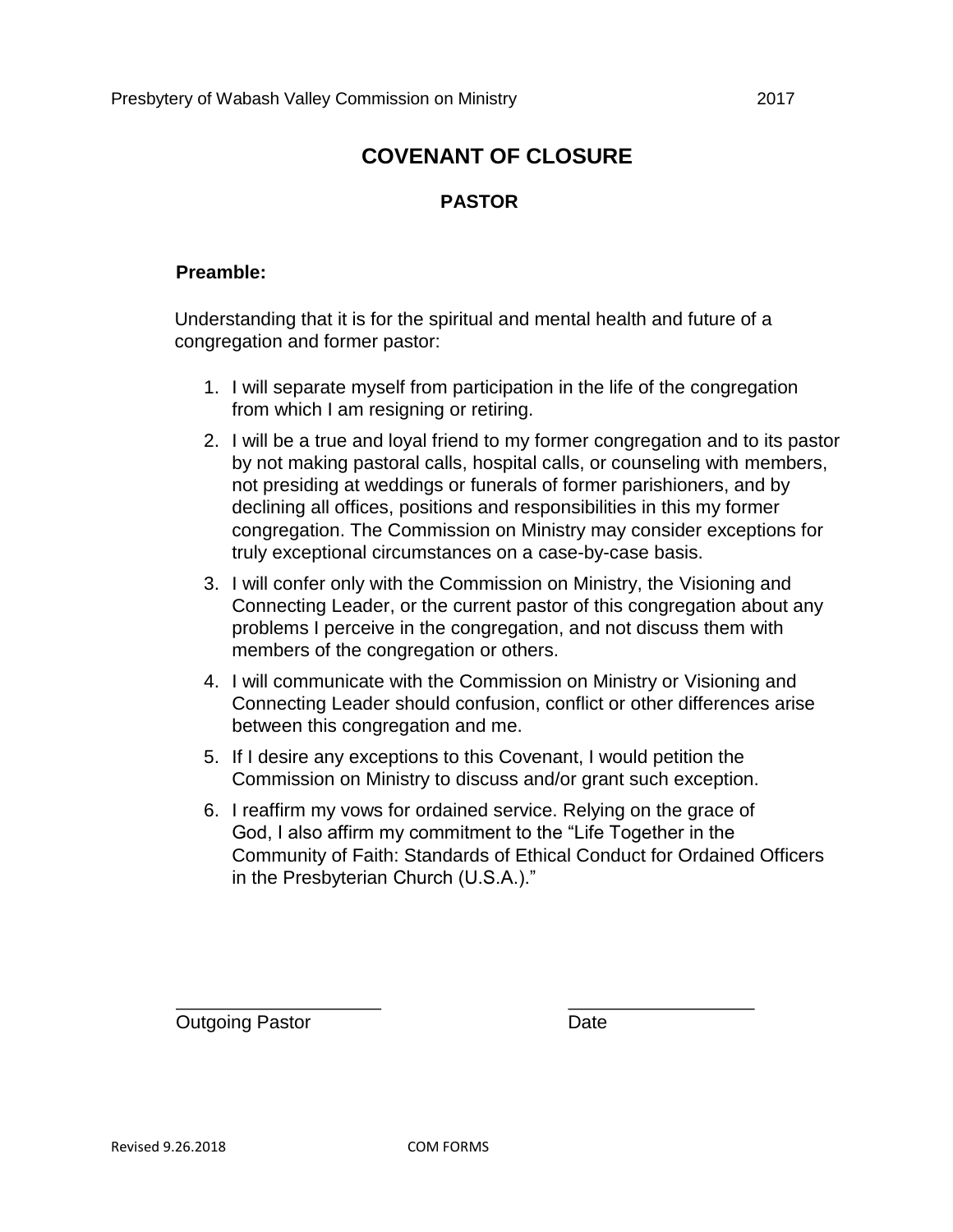Presbytery of Wabash Valley Commission on Ministry 2017

# COVENANT OF CLOSURE

## PASTOR

**Preamble:**

Understanding that it is for the spiritual and mental health and future of a congregation and former pastor:

1. I will separate myself from participation in the life of the congregation from which I am resigning or retiring.
2. I will be a true and loyal friend to my former congregation and to its pastor by not making pastoral calls, hospital calls, or counseling with members, not presiding at weddings or funerals of former parishioners, and by declining all offices, positions and responsibilities in this my former congregation. The Commission on Ministry may consider exceptions for truly exceptional circumstances on a case-by-case basis.
3. I will confer only with the Commission on Ministry, the Visioning and Connecting Leader, or the current pastor of this congregation about any problems I perceive in the congregation, and not discuss them with members of the congregation or others.
4. I will communicate with the Commission on Ministry or Visioning and Connecting Leader should confusion, conflict or other differences arise between this congregation and me.
5. If I desire any exceptions to this Covenant, I would petition the Commission on Ministry to discuss and/or grant such exception.
6. I reaffirm my vows for ordained service. Relying on the grace of God, I also affirm my commitment to the "Life Together in the Community of Faith: Standards of Ethical Conduct for Ordained Officers in the Presbyterian Church (U.S.A.)."

\_\_\_\_\_\_\_\_\_\_\_\_\_\_\_\_\_\_\_\_ \_\_\_\_\_\_\_\_\_\_\_\_\_\_\_\_\_\_\_\_

Outgoing Pastor Date

Revised 9.26.2018 COM FORMS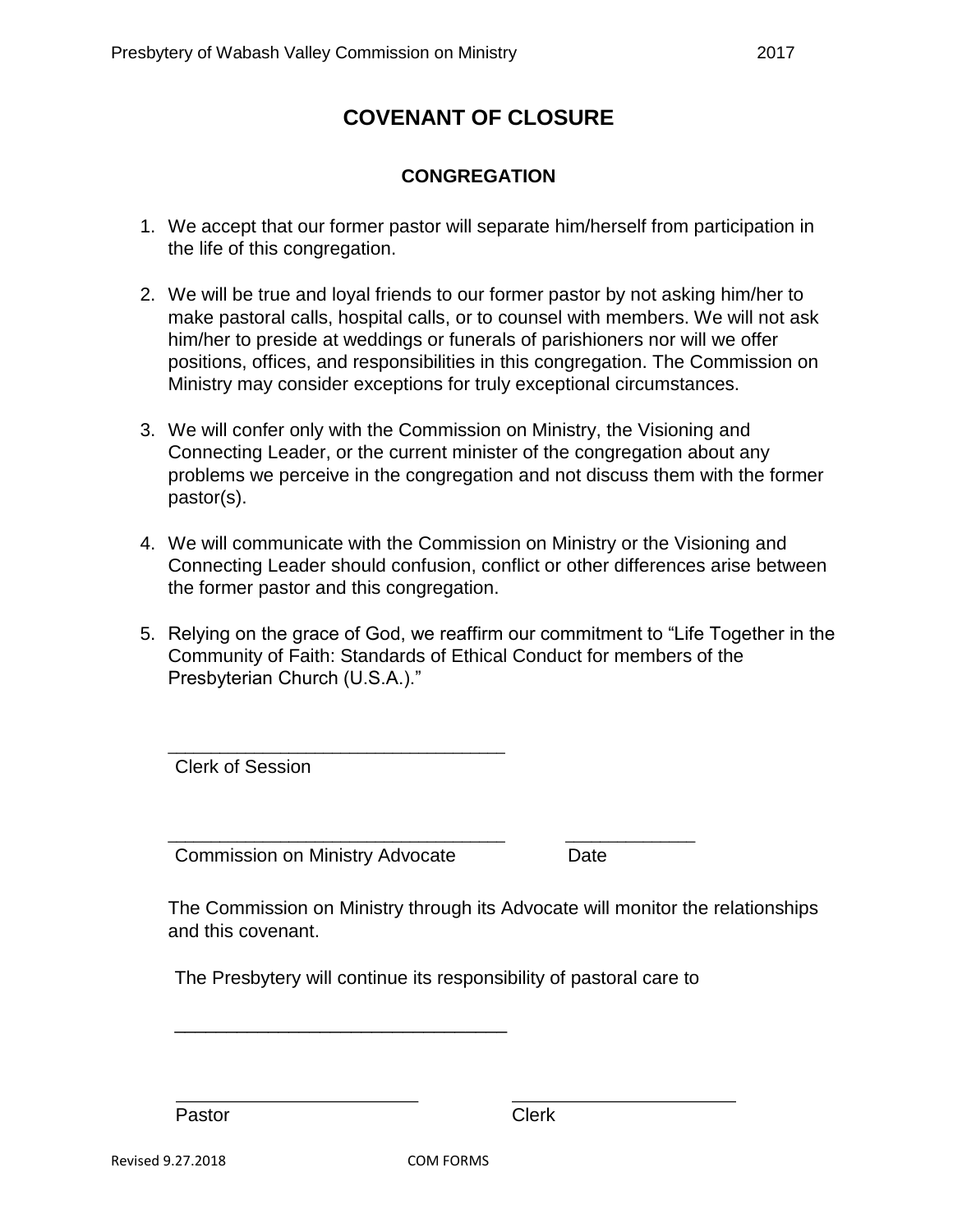# COVENANT OF CLOSURE

## CONGREGATION

1. We accept that our former pastor will separate him/herself from participation in the life of this congregation.

2. We will be true and loyal friends to our former pastor by not asking him/her to make pastoral calls, hospital calls, or to counsel with members. We will not ask him/her to preside at weddings or funerals of parishioners nor will we offer positions, offices, and responsibilities in this congregation. The Commission on Ministry may consider exceptions for truly exceptional circumstances.

3. We will confer only with the Commission on Ministry, the Visioning and Connecting Leader, or the current minister of the congregation about any problems we perceive in the congregation and not discuss them with the former pastor(s).

4. We will communicate with the Commission on Ministry or the Visioning and Connecting Leader should confusion, conflict or other differences arise between the former pastor and this congregation.

5. Relying on the grace of God, we reaffirm our commitment to "Life Together in the Community of Faith: Standards of Ethical Conduct for members of the Presbyterian Church (U.S.A.)."

_________________________________
Clerk of Session

_________________________________ _____________
Commission on Ministry Advocate Date

The Commission on Ministry through its Advocate will monitor the relationships and this covenant.

The Presbytery will continue its responsibility of pastoral care to

_________________________________

_______________________ ______________________
Pastor Clerk